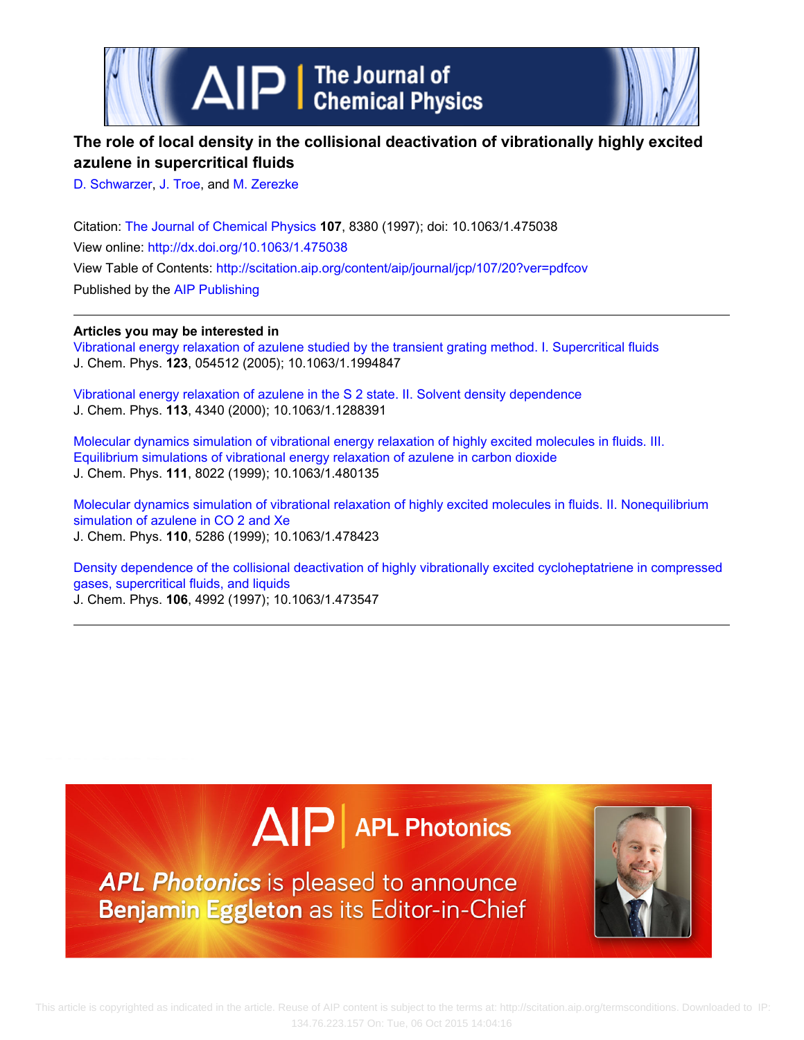# The role of local density in the collisional deactivation of vibrationally highly excited azulene in supercritical fluids

D. Schwarzer, J. Troe, and M. Zerezke

Citation: The Journal of Chemical Physics **107**, 8380 (1997); doi: 10.1063/1.475038

View online: http://dx.doi.org/10.1063/1.475038

View Table of Contents: http://scitation.aip.org/content/aip/journal/jcp/107/20?ver=pdfcov

Published by the AIP Publishing

**Articles you may be interested in**

Vibrational energy relaxation of azulene studied by the transient grating method. I. Supercritical fluids
J. Chem. Phys. **123**, 054512 (2005); 10.1063/1.1994847

Vibrational energy relaxation of azulene in the S 2 state. II. Solvent density dependence
J. Chem. Phys. **113**, 4340 (2000); 10.1063/1.1288391

Molecular dynamics simulation of vibrational energy relaxation of highly excited molecules in fluids. III. Equilibrium simulations of vibrational energy relaxation of azulene in carbon dioxide
J. Chem. Phys. **111**, 8022 (1999); 10.1063/1.480135

Molecular dynamics simulation of vibrational relaxation of highly excited molecules in fluids. II. Nonequilibrium simulation of azulene in CO 2 and Xe
J. Chem. Phys. **110**, 5286 (1999); 10.1063/1.478423

Density dependence of the collisional deactivation of highly vibrationally excited cycloheptatriene in compressed gases, supercritical fluids, and liquids
J. Chem. Phys. **106**, 4992 (1997); 10.1063/1.473547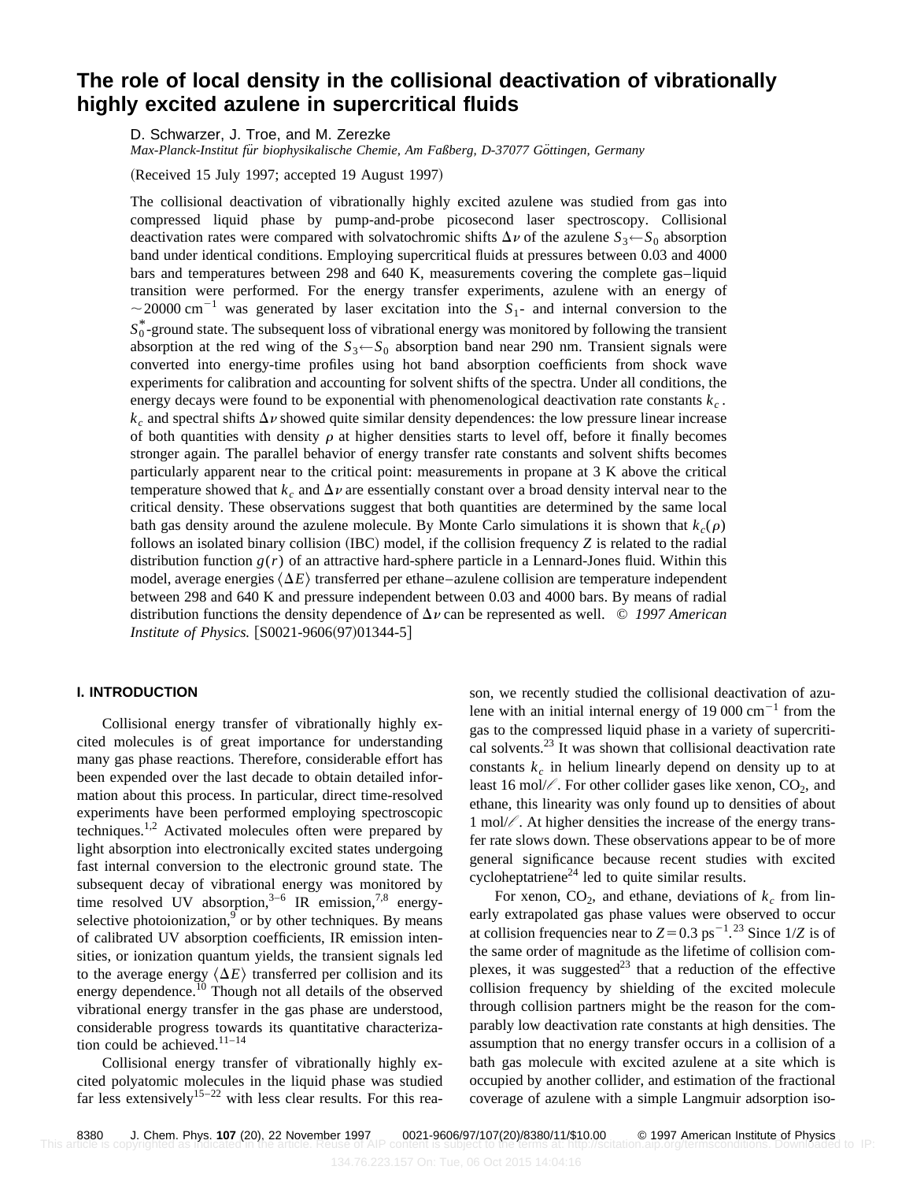# The role of local density in the collisional deactivation of vibrationally highly excited azulene in supercritical fluids

D. Schwarzer, J. Troe, and M. Zerezke

*Max-Planck-Institut für biophysikalische Chemie, Am Faßberg, D-37077 Göttingen, Germany*

(Received 15 July 1997; accepted 19 August 1997)

The collisional deactivation of vibrationally highly excited azulene was studied from gas into compressed liquid phase by pump-and-probe picosecond laser spectroscopy. Collisional deactivation rates were compared with solvatochromic shifts $\Delta\nu$ of the azulene $S_3 \leftarrow S_0$ absorption band under identical conditions. Employing supercritical fluids at pressures between 0.03 and 4000 bars and temperatures between 298 and 640 K, measurements covering the complete gas–liquid transition were performed. For the energy transfer experiments, azulene with an energy of $\sim$20000 cm$^{-1}$ was generated by laser excitation into the $S_1$- and internal conversion to the $S_0^*$-ground state. The subsequent loss of vibrational energy was monitored by following the transient absorption at the red wing of the $S_3 \leftarrow S_0$ absorption band near 290 nm. Transient signals were converted into energy-time profiles using hot band absorption coefficients from shock wave experiments for calibration and accounting for solvent shifts of the spectra. Under all conditions, the energy decays were found to be exponential with phenomenological deactivation rate constants $k_c$. $k_c$ and spectral shifts $\Delta\nu$ showed quite similar density dependences: the low pressure linear increase of both quantities with density $\rho$ at higher densities starts to level off, before it finally becomes stronger again. The parallel behavior of energy transfer rate constants and solvent shifts becomes particularly apparent near to the critical point: measurements in propane at 3 K above the critical temperature showed that $k_c$ and $\Delta\nu$ are essentially constant over a broad density interval near to the critical density. These observations suggest that both quantities are determined by the same local bath gas density around the azulene molecule. By Monte Carlo simulations it is shown that $k_c(\rho)$ follows an isolated binary collision (IBC) model, if the collision frequency $Z$ is related to the radial distribution function $g(r)$ of an attractive hard-sphere particle in a Lennard-Jones fluid. Within this model, average energies $\langle\Delta E\rangle$ transferred per ethane–azulene collision are temperature independent between 298 and 640 K and pressure independent between 0.03 and 4000 bars. By means of radial distribution functions the density dependence of $\Delta\nu$ can be represented as well. © *1997 American Institute of Physics.* [S0021-9606(97)01344-5]

## I. INTRODUCTION

Collisional energy transfer of vibrationally highly excited molecules is of great importance for understanding many gas phase reactions. Therefore, considerable effort has been expended over the last decade to obtain detailed information about this process. In particular, direct time-resolved experiments have been performed employing spectroscopic techniques.[1,2] Activated molecules often were prepared by light absorption into electronically excited states undergoing fast internal conversion to the electronic ground state. The subsequent decay of vibrational energy was monitored by time resolved UV absorption,[3–6] IR emission,[7,8] energy-selective photoionization,[9] or by other techniques. By means of calibrated UV absorption coefficients, IR emission intensities, or ionization quantum yields, the transient signals led to the average energy $\langle\Delta E\rangle$ transferred per collision and its energy dependence.[10] Though not all details of the observed vibrational energy transfer in the gas phase are understood, considerable progress towards its quantitative characterization could be achieved.[11–14]

Collisional energy transfer of vibrationally highly excited polyatomic molecules in the liquid phase was studied far less extensively[15–22] with less clear results. For this reason, we recently studied the collisional deactivation of azulene with an initial internal energy of 19 000 cm$^{-1}$ from the gas to the compressed liquid phase in a variety of supercritical solvents.[23] It was shown that collisional deactivation rate constants $k_c$ in helium linearly depend on density up to at least 16 mol/ℓ. For other collider gases like xenon, $CO_2$, and ethane, this linearity was only found up to densities of about 1 mol/ℓ. At higher densities the increase of the energy transfer rate slows down. These observations appear to be of more general significance because recent studies with excited cycloheptatriene[24] led to quite similar results.

For xenon, $CO_2$, and ethane, deviations of $k_c$ from linearly extrapolated gas phase values were observed to occur at collision frequencies near to $Z = 0.3$ ps$^{-1}$.[23] Since $1/Z$ is of the same order of magnitude as the lifetime of collision complexes, it was suggested[23] that a reduction of the effective collision frequency by shielding of the excited molecule through collision partners might be the reason for the comparably low deactivation rate constants at high densities. The assumption that no energy transfer occurs in a collision of a bath gas molecule with excited azulene at a site which is occupied by another collider, and estimation of the fractional coverage of azulene with a simple Langmuir adsorption iso-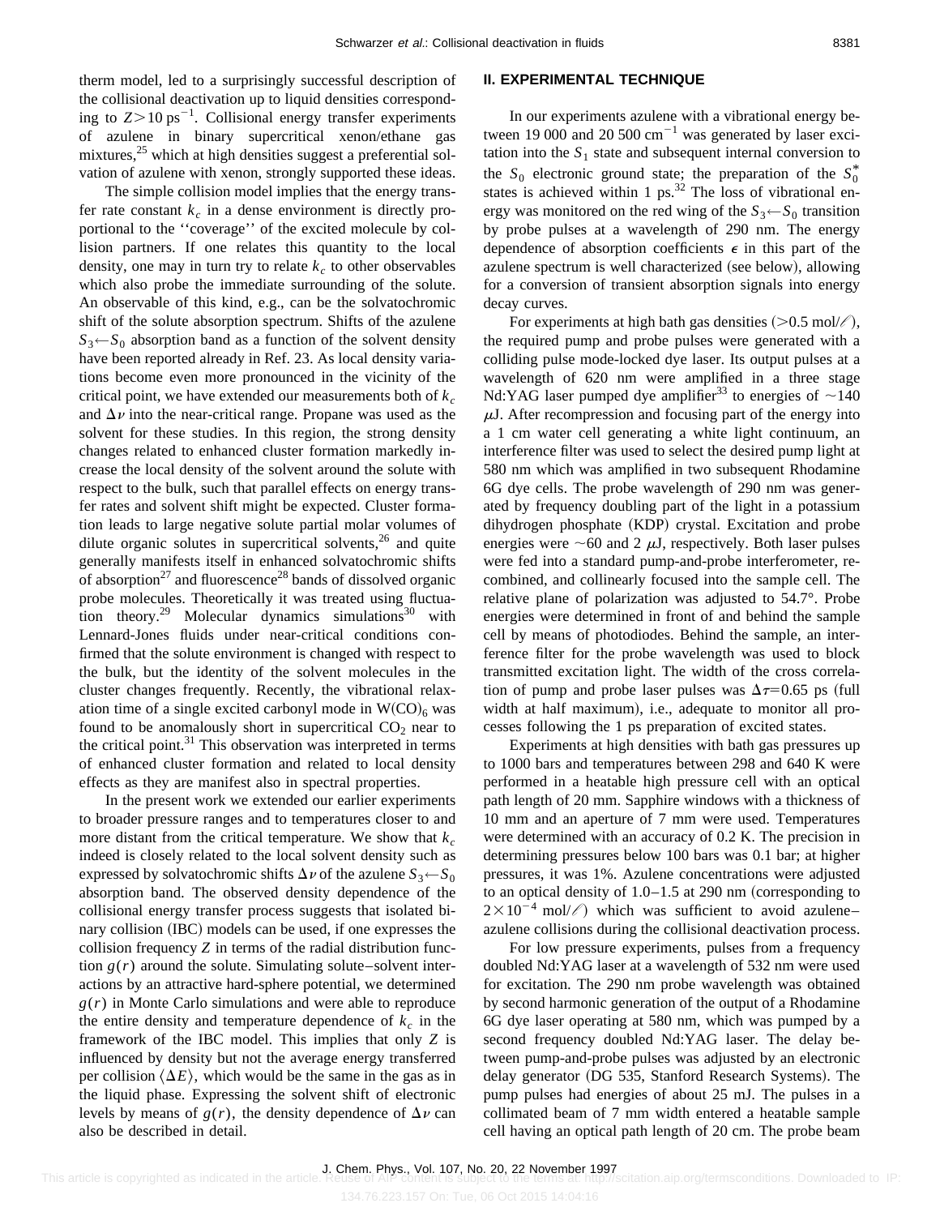therm model, led to a surprisingly successful description of the collisional deactivation up to liquid densities corresponding to $Z > 10\ \mathrm{ps}^{-1}$. Collisional energy transfer experiments of azulene in binary supercritical xenon/ethane gas mixtures,[25] which at high densities suggest a preferential solvation of azulene with xenon, strongly supported these ideas.

The simple collision model implies that the energy transfer rate constant $k_c$ in a dense environment is directly proportional to the ''coverage'' of the excited molecule by collision partners. If one relates this quantity to the local density, one may in turn try to relate $k_c$ to other observables which also probe the immediate surrounding of the solute. An observable of this kind, e.g., can be the solvatochromic shift of the solute absorption spectrum. Shifts of the azulene $S_3 \leftarrow S_0$ absorption band as a function of the solvent density have been reported already in Ref. 23. As local density variations become even more pronounced in the vicinity of the critical point, we have extended our measurements both of $k_c$ and $\Delta\nu$ into the near-critical range. Propane was used as the solvent for these studies. In this region, the strong density changes related to enhanced cluster formation markedly increase the local density of the solvent around the solute with respect to the bulk, such that parallel effects on energy transfer rates and solvent shift might be expected. Cluster formation leads to large negative solute partial molar volumes of dilute organic solutes in supercritical solvents,[26] and quite generally manifests itself in enhanced solvatochromic shifts of absorption[27] and fluorescence[28] bands of dissolved organic probe molecules. Theoretically it was treated using fluctuation theory.[29] Molecular dynamics simulations[30] with Lennard-Jones fluids under near-critical conditions confirmed that the solute environment is changed with respect to the bulk, but the identity of the solvent molecules in the cluster changes frequently. Recently, the vibrational relaxation time of a single excited carbonyl mode in $W(CO)_6$ was found to be anomalously short in supercritical $CO_2$ near to the critical point.[31] This observation was interpreted in terms of enhanced cluster formation and related to local density effects as they are manifest also in spectral properties.

In the present work we extended our earlier experiments to broader pressure ranges and to temperatures closer to and more distant from the critical temperature. We show that $k_c$ indeed is closely related to the local solvent density such as expressed by solvatochromic shifts $\Delta\nu$ of the azulene $S_3 \leftarrow S_0$ absorption band. The observed density dependence of the collisional energy transfer process suggests that isolated binary collision (IBC) models can be used, if one expresses the collision frequency $Z$ in terms of the radial distribution function $g(r)$ around the solute. Simulating solute–solvent interactions by an attractive hard-sphere potential, we determined $g(r)$ in Monte Carlo simulations and were able to reproduce the entire density and temperature dependence of $k_c$ in the framework of the IBC model. This implies that only $Z$ is influenced by density but not the average energy transferred per collision $\langle \Delta E \rangle$, which would be the same in the gas as in the liquid phase. Expressing the solvent shift of electronic levels by means of $g(r)$, the density dependence of $\Delta\nu$ can also be described in detail.

## II. EXPERIMENTAL TECHNIQUE

In our experiments azulene with a vibrational energy between 19 000 and 20 500 $\mathrm{cm}^{-1}$ was generated by laser excitation into the $S_1$ state and subsequent internal conversion to the $S_0$ electronic ground state; the preparation of the $S_0^*$ states is achieved within 1 ps.[32] The loss of vibrational energy was monitored on the red wing of the $S_3 \leftarrow S_0$ transition by probe pulses at a wavelength of 290 nm. The energy dependence of absorption coefficients $\epsilon$ in this part of the azulene spectrum is well characterized (see below), allowing for a conversion of transient absorption signals into energy decay curves.

For experiments at high bath gas densities ($>0.5$ mol/$\ell$), the required pump and probe pulses were generated with a colliding pulse mode-locked dye laser. Its output pulses at a wavelength of 620 nm were amplified in a three stage Nd:YAG laser pumped dye amplifier[33] to energies of $\sim$140 $\mu$J. After recompression and focusing part of the energy into a 1 cm water cell generating a white light continuum, an interference filter was used to select the desired pump light at 580 nm which was amplified in two subsequent Rhodamine 6G dye cells. The probe wavelength of 290 nm was generated by frequency doubling part of the light in a potassium dihydrogen phosphate (KDP) crystal. Excitation and probe energies were $\sim$60 and 2 $\mu$J, respectively. Both laser pulses were fed into a standard pump-and-probe interferometer, recombined, and collinearly focused into the sample cell. The relative plane of polarization was adjusted to 54.7°. Probe energies were determined in front of and behind the sample cell by means of photodiodes. Behind the sample, an interference filter for the probe wavelength was used to block transmitted excitation light. The width of the cross correlation of pump and probe laser pulses was $\Delta\tau = 0.65$ ps (full width at half maximum), i.e., adequate to monitor all processes following the 1 ps preparation of excited states.

Experiments at high densities with bath gas pressures up to 1000 bars and temperatures between 298 and 640 K were performed in a heatable high pressure cell with an optical path length of 20 mm. Sapphire windows with a thickness of 10 mm and an aperture of 7 mm were used. Temperatures were determined with an accuracy of 0.2 K. The precision in determining pressures below 100 bars was 0.1 bar; at higher pressures, it was 1%. Azulene concentrations were adjusted to an optical density of 1.0–1.5 at 290 nm (corresponding to $2 \times 10^{-4}$ mol/$\ell$) which was sufficient to avoid azulene–azulene collisions during the collisional deactivation process.

For low pressure experiments, pulses from a frequency doubled Nd:YAG laser at a wavelength of 532 nm were used for excitation. The 290 nm probe wavelength was obtained by second harmonic generation of the output of a Rhodamine 6G dye laser operating at 580 nm, which was pumped by a second frequency doubled Nd:YAG laser. The delay between pump-and-probe pulses was adjusted by an electronic delay generator (DG 535, Stanford Research Systems). The pump pulses had energies of about 25 mJ. The pulses in a collimated beam of 7 mm width entered a heatable sample cell having an optical path length of 20 cm. The probe beam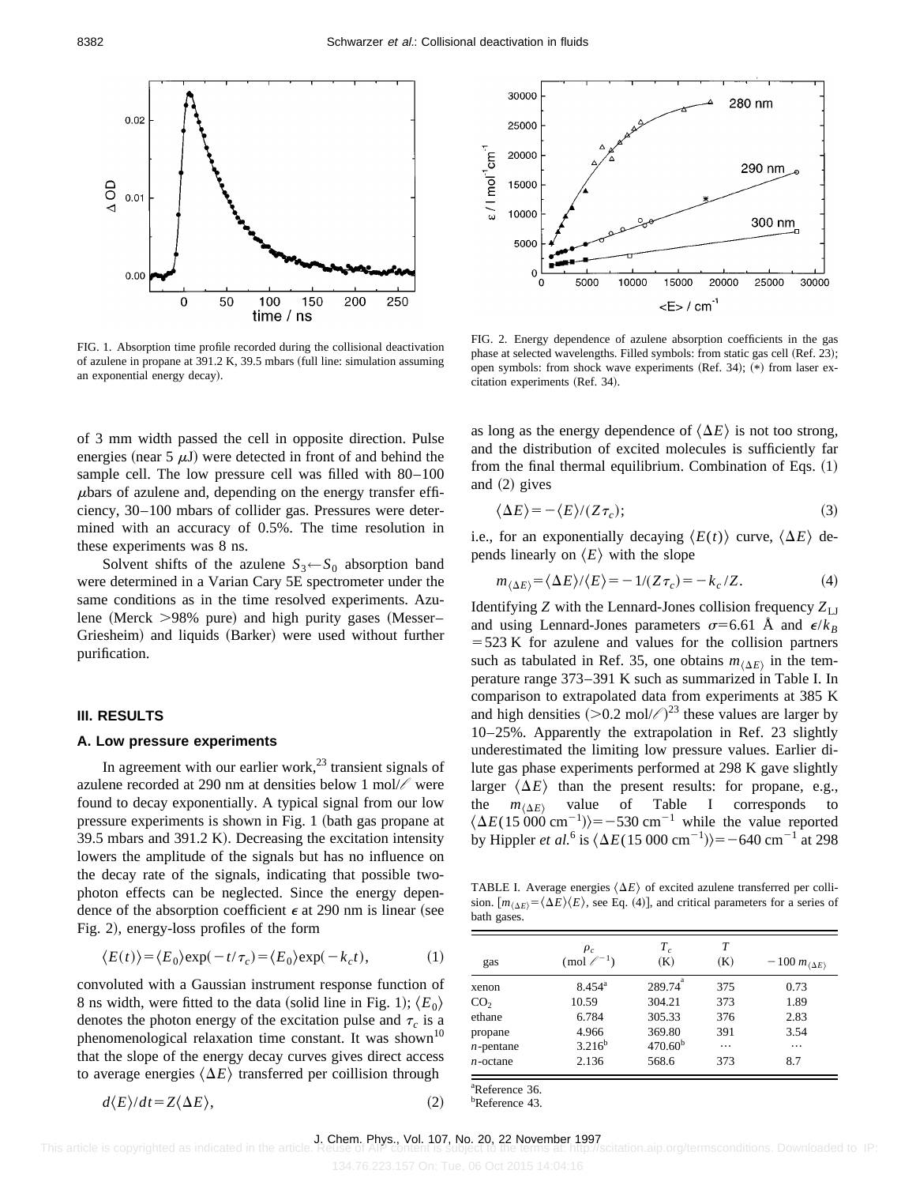FIG. 1. Absorption time profile recorded during the collisional deactivation of azulene in propane at 391.2 K, 39.5 mbars (full line: simulation assuming an exponential energy decay).

FIG. 2. Energy dependence of azulene absorption coefficients in the gas phase at selected wavelengths. Filled symbols: from static gas cell (Ref. 23); open symbols: from shock wave experiments (Ref. 34); (*) from laser excitation experiments (Ref. 34).

of 3 mm width passed the cell in opposite direction. Pulse energies (near 5 $\mu$J) were detected in front of and behind the sample cell. The low pressure cell was filled with 80–100 $\mu$bars of azulene and, depending on the energy transfer efficiency, 30–100 mbars of collider gas. Pressures were determined with an accuracy of 0.5%. The time resolution in these experiments was 8 ns.

Solvent shifts of the azulene $S_3 \leftarrow S_0$ absorption band were determined in a Varian Cary 5E spectrometer under the same conditions as in the time resolved experiments. Azulene (Merck >98% pure) and high purity gases (Messer–Griesheim) and liquids (Barker) were used without further purification.

## III. RESULTS

### A. Low pressure experiments

In agreement with our earlier work,[23] transient signals of azulene recorded at 290 nm at densities below 1 mol/ℓ were found to decay exponentially. A typical signal from our low pressure experiments is shown in Fig. 1 (bath gas propane at 39.5 mbars and 391.2 K). Decreasing the excitation intensity lowers the amplitude of the signals but has no influence on the decay rate of the signals, indicating that possible two-photon effects can be neglected. Since the energy dependence of the absorption coefficient $\epsilon$ at 290 nm is linear (see Fig. 2), energy-loss profiles of the form

$$\langle E(t)\rangle = \langle E_0\rangle \exp(-t/\tau_c) = \langle E_0\rangle \exp(-k_c t), \tag{1}$$

convoluted with a Gaussian instrument response function of 8 ns width, were fitted to the data (solid line in Fig. 1); $\langle E_0\rangle$ denotes the photon energy of the excitation pulse and $\tau_c$ is a phenomenological relaxation time constant. It was shown[10] that the slope of the energy decay curves gives direct access to average energies $\langle \Delta E\rangle$ transferred per coillision through

$$d\langle E\rangle/dt = Z\langle \Delta E\rangle, \tag{2}$$

as long as the energy dependence of $\langle \Delta E\rangle$ is not too strong, and the distribution of excited molecules is sufficiently far from the final thermal equilibrium. Combination of Eqs. (1) and (2) gives

$$\langle \Delta E\rangle = -\langle E\rangle/(Z\tau_c); \tag{3}$$

i.e., for an exponentially decaying $\langle E(t)\rangle$ curve, $\langle \Delta E\rangle$ depends linearly on $\langle E\rangle$ with the slope

$$m_{\langle \Delta E\rangle} = \langle \Delta E\rangle/\langle E\rangle = -1/(Z\tau_c) = -k_c/Z. \tag{4}$$

Identifying $Z$ with the Lennard-Jones collision frequency $Z_{LJ}$ and using Lennard-Jones parameters $\sigma = 6.61$ Å and $\epsilon/k_B = 523$ K for azulene and values for the collision partners such as tabulated in Ref. 35, one obtains $m_{\langle \Delta E\rangle}$ in the temperature range 373–391 K such as summarized in Table I. In comparison to extrapolated data from experiments at 385 K and high densities (>0.2 mol/ℓ)[23] these values are larger by 10–25%. Apparently the extrapolation in Ref. 23 slightly underestimated the limiting low pressure values. Earlier dilute gas phase experiments performed at 298 K gave slightly larger $\langle \Delta E\rangle$ than the present results: for propane, e.g., the $m_{\langle \Delta E\rangle}$ value of Table I corresponds to $\langle \Delta E(15\,000\ \text{cm}^{-1})\rangle = -530\ \text{cm}^{-1}$ while the value reported by Hippler *et al.*[6] is $\langle \Delta E(15\,000\ \text{cm}^{-1})\rangle = -640\ \text{cm}^{-1}$ at 298

TABLE I. Average energies $\langle \Delta E\rangle$ of excited azulene transferred per collision. [$m_{\langle \Delta E\rangle} = \langle \Delta E\rangle\langle E\rangle$, see Eq. (4)], and critical parameters for a series of bath gases.

| gas | $\rho_c$ (mol ℓ$^{-1}$) | $T_c$ (K) | $T$ (K) | $-100\, m_{\langle \Delta E\rangle}$ |
|---|---|---|---|---|
| xenon | 8.454[a] | 289.74[a] | 375 | 0.73 |
| $CO_2$ | 10.59 | 304.21 | 373 | 1.89 |
| ethane | 6.784 | 305.33 | 376 | 2.83 |
| propane | 4.966 | 369.80 | 391 | 3.54 |
| *n*-pentane | 3.216[b] | 470.60[b] | ⋯ | ⋯ |
| *n*-octane | 2.136 | 568.6 | 373 | 8.7 |

[a]Reference 36.
[b]Reference 43.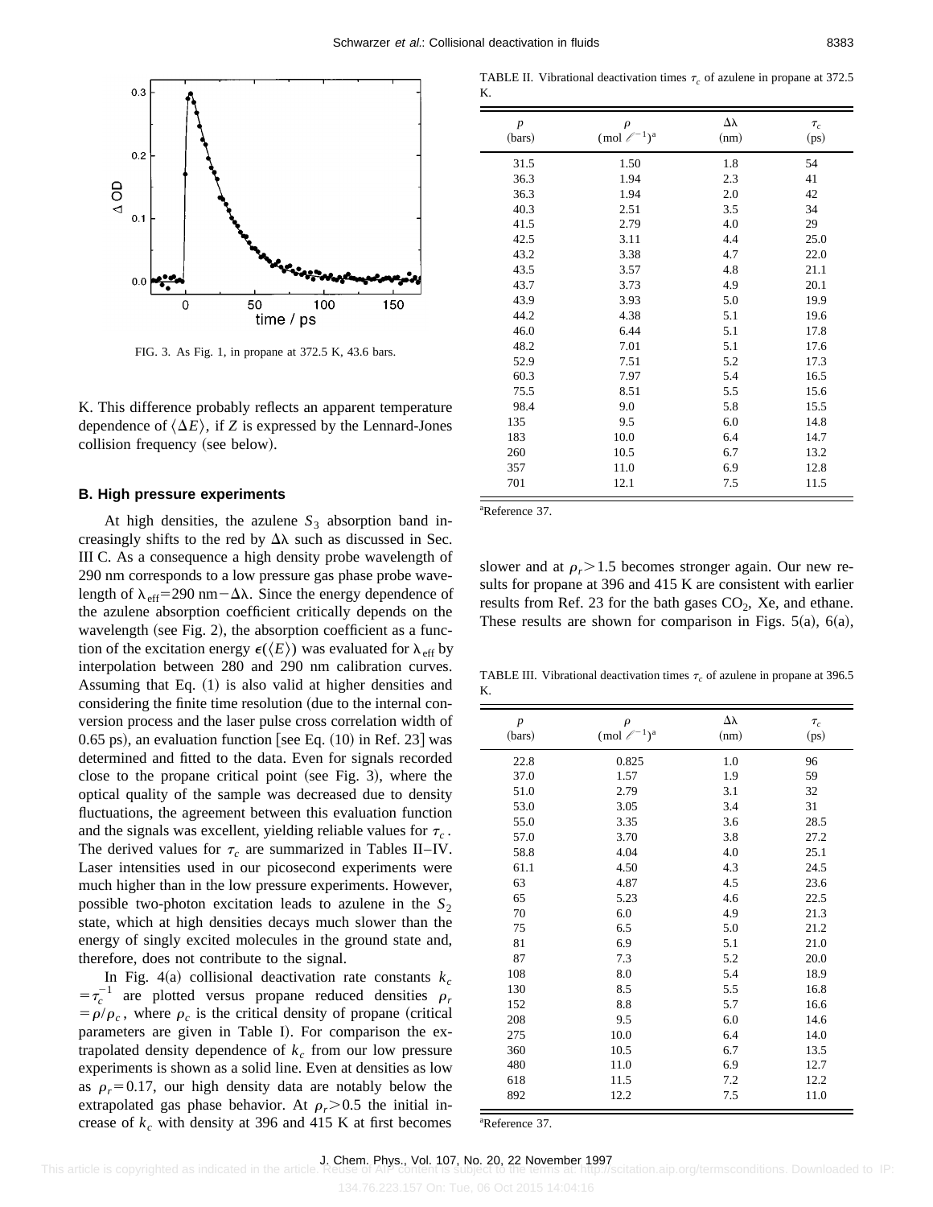FIG. 3. As Fig. 1, in propane at 372.5 K, 43.6 bars.

K. This difference probably reflects an apparent temperature dependence of $\langle \Delta E \rangle$, if $Z$ is expressed by the Lennard-Jones collision frequency (see below).

### B. High pressure experiments

At high densities, the azulene $S_3$ absorption band increasingly shifts to the red by $\Delta\lambda$ such as discussed in Sec. III C. As a consequence a high density probe wavelength of 290 nm corresponds to a low pressure gas phase probe wavelength of $\lambda_{\mathrm{eff}} = 290\ \mathrm{nm} - \Delta\lambda$. Since the energy dependence of the azulene absorption coefficient critically depends on the wavelength (see Fig. 2), the absorption coefficient as a function of the excitation energy $\epsilon(\langle E \rangle)$ was evaluated for $\lambda_{\mathrm{eff}}$ by interpolation between 280 and 290 nm calibration curves. Assuming that Eq. (1) is also valid at higher densities and considering the finite time resolution (due to the internal conversion process and the laser pulse cross correlation width of 0.65 ps), an evaluation function [see Eq. (10) in Ref. 23] was determined and fitted to the data. Even for signals recorded close to the propane critical point (see Fig. 3), where the optical quality of the sample was decreased due to density fluctuations, the agreement between this evaluation function and the signals was excellent, yielding reliable values for $\tau_c$. The derived values for $\tau_c$ are summarized in Tables II–IV. Laser intensities used in our picosecond experiments were much higher than in the low pressure experiments. However, possible two-photon excitation leads to azulene in the $S_2$ state, which at high densities decays much slower than the energy of singly excited molecules in the ground state and, therefore, does not contribute to the signal.

In Fig. 4(a) collisional deactivation rate constants $k_c = \tau_c^{-1}$ are plotted versus propane reduced densities $\rho_r = \rho/\rho_c$, where $\rho_c$ is the critical density of propane (critical parameters are given in Table I). For comparison the extrapolated density dependence of $k_c$ from our low pressure experiments is shown as a solid line. Even at densities as low as $\rho_r = 0.17$, our high density data are notably below the extrapolated gas phase behavior. At $\rho_r > 0.5$ the initial increase of $k_c$ with density at 396 and 415 K at first becomes slower and at $\rho_r > 1.5$ becomes stronger again. Our new results for propane at 396 and 415 K are consistent with earlier results from Ref. 23 for the bath gases $CO_2$, Xe, and ethane. These results are shown for comparison in Figs. 5(a), 6(a),

TABLE II. Vibrational deactivation times $\tau_c$ of azulene in propane at 372.5 K.

| $p$ (bars) | $\rho$ (mol $\ell^{-1}$)[a] | $\Delta\lambda$ (nm) | $\tau_c$ (ps) |
|---|---|---|---|
| 31.5 | 1.50 | 1.8 | 54 |
| 36.3 | 1.94 | 2.3 | 41 |
| 36.3 | 1.94 | 2.0 | 42 |
| 40.3 | 2.51 | 3.5 | 34 |
| 41.5 | 2.79 | 4.0 | 29 |
| 42.5 | 3.11 | 4.4 | 25.0 |
| 43.2 | 3.38 | 4.7 | 22.0 |
| 43.5 | 3.57 | 4.8 | 21.1 |
| 43.7 | 3.73 | 4.9 | 20.1 |
| 43.9 | 3.93 | 5.0 | 19.9 |
| 44.2 | 4.38 | 5.1 | 19.6 |
| 46.0 | 6.44 | 5.1 | 17.8 |
| 48.2 | 7.01 | 5.1 | 17.6 |
| 52.9 | 7.51 | 5.2 | 17.3 |
| 60.3 | 7.97 | 5.4 | 16.5 |
| 75.5 | 8.51 | 5.5 | 15.6 |
| 98.4 | 9.0 | 5.8 | 15.5 |
| 135 | 9.5 | 6.0 | 14.8 |
| 183 | 10.0 | 6.4 | 14.7 |
| 260 | 10.5 | 6.7 | 13.2 |
| 357 | 11.0 | 6.9 | 12.8 |
| 701 | 12.1 | 7.5 | 11.5 |

[a]Reference 37.

TABLE III. Vibrational deactivation times $\tau_c$ of azulene in propane at 396.5 K.

| $p$ (bars) | $\rho$ (mol $\ell^{-1}$)[a] | $\Delta\lambda$ (nm) | $\tau_c$ (ps) |
|---|---|---|---|
| 22.8 | 0.825 | 1.0 | 96 |
| 37.0 | 1.57 | 1.9 | 59 |
| 51.0 | 2.79 | 3.1 | 32 |
| 53.0 | 3.05 | 3.4 | 31 |
| 55.0 | 3.35 | 3.6 | 28.5 |
| 57.0 | 3.70 | 3.8 | 27.2 |
| 58.8 | 4.04 | 4.0 | 25.1 |
| 61.1 | 4.50 | 4.3 | 24.5 |
| 63 | 4.87 | 4.5 | 23.6 |
| 65 | 5.23 | 4.6 | 22.5 |
| 70 | 6.0 | 4.9 | 21.3 |
| 75 | 6.5 | 5.0 | 21.2 |
| 81 | 6.9 | 5.1 | 21.0 |
| 87 | 7.3 | 5.2 | 20.0 |
| 108 | 8.0 | 5.4 | 18.9 |
| 130 | 8.5 | 5.5 | 16.8 |
| 152 | 8.8 | 5.7 | 16.6 |
| 208 | 9.5 | 6.0 | 14.6 |
| 275 | 10.0 | 6.4 | 14.0 |
| 360 | 10.5 | 6.7 | 13.5 |
| 480 | 11.0 | 6.9 | 12.7 |
| 618 | 11.5 | 7.2 | 12.2 |
| 892 | 12.2 | 7.5 | 11.0 |

[a]Reference 37.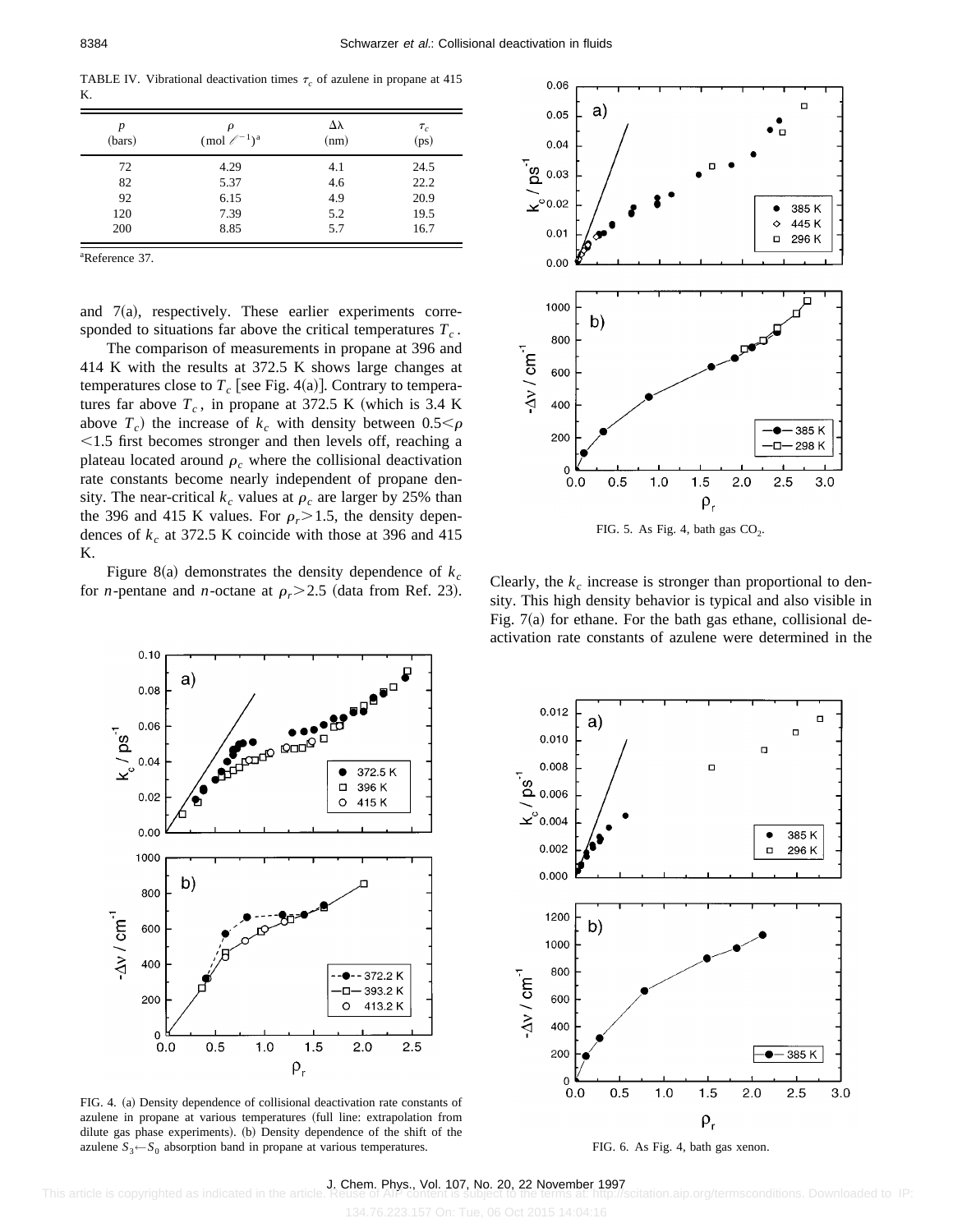TABLE IV. Vibrational deactivation times $\tau_c$ of azulene in propane at 415 K.

| $p$ (bars) | $\rho$ (mol $\ell^{-1}$)[a] | $\Delta\lambda$ (nm) | $\tau_c$ (ps) |
|---|---|---|---|
| 72 | 4.29 | 4.1 | 24.5 |
| 82 | 5.37 | 4.6 | 22.2 |
| 92 | 6.15 | 4.9 | 20.9 |
| 120 | 7.39 | 5.2 | 19.5 |
| 200 | 8.85 | 5.7 | 16.7 |

[a]Reference 37.

and 7(a), respectively. These earlier experiments corresponded to situations far above the critical temperatures $T_c$.

The comparison of measurements in propane at 396 and 414 K with the results at 372.5 K shows large changes at temperatures close to $T_c$ [see Fig. 4(a)]. Contrary to temperatures far above $T_c$, in propane at 372.5 K (which is 3.4 K above $T_c$) the increase of $k_c$ with density between $0.5<\rho<1.5$ first becomes stronger and then levels off, reaching a plateau located around $\rho_c$ where the collisional deactivation rate constants become nearly independent of propane density. The near-critical $k_c$ values at $\rho_c$ are larger by 25% than the 396 and 415 K values. For $\rho_r>1.5$, the density dependences of $k_c$ at 372.5 K coincide with those at 396 and 415 K.

Figure 8(a) demonstrates the density dependence of $k_c$ for *n*-pentane and *n*-octane at $\rho_r>2.5$ (data from Ref. 23). Clearly, the $k_c$ increase is stronger than proportional to density. This high density behavior is typical and also visible in Fig. 7(a) for ethane. For the bath gas ethane, collisional deactivation rate constants of azulene were determined in the

FIG. 4. (a) Density dependence of collisional deactivation rate constants of azulene in propane at various temperatures (full line: extrapolation from dilute gas phase experiments). (b) Density dependence of the shift of the azulene $S_3\leftarrow S_0$ absorption band in propane at various temperatures.

FIG. 5. As Fig. 4, bath gas $CO_2$.

FIG. 6. As Fig. 4, bath gas xenon.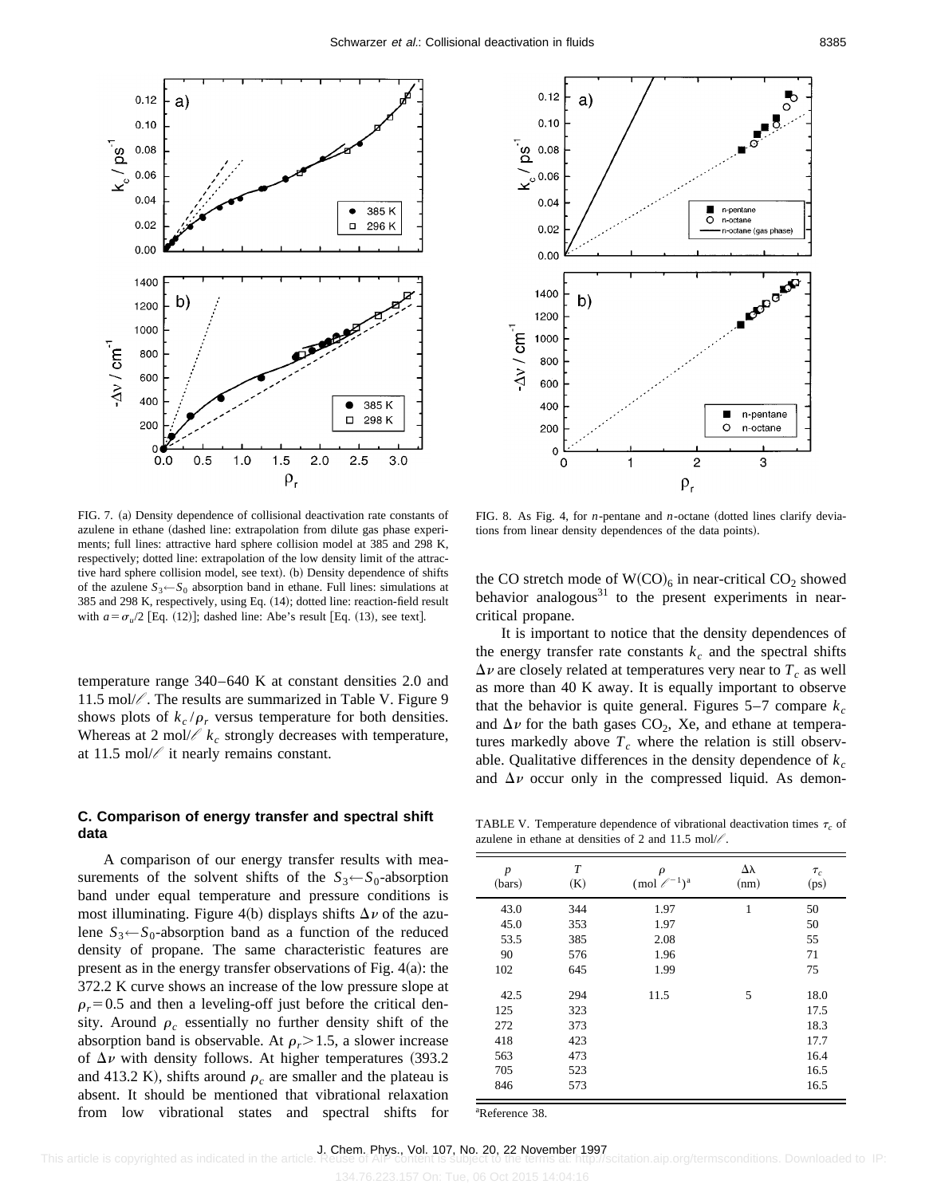FIG. 7. (a) Density dependence of collisional deactivation rate constants of azulene in ethane (dashed line: extrapolation from dilute gas phase experiments; full lines: attractive hard sphere collision model at 385 and 298 K, respectively; dotted line: extrapolation of the low density limit of the attractive hard sphere collision model, see text). (b) Density dependence of shifts of the azulene $S_3 \leftarrow S_0$ absorption band in ethane. Full lines: simulations at 385 and 298 K, respectively, using Eq. (14); dotted line: reaction-field result with $a = \sigma_u/2$ [Eq. (12)]; dashed line: Abe's result [Eq. (13), see text].

FIG. 8. As Fig. 4, for *n*-pentane and *n*-octane (dotted lines clarify deviations from linear density dependences of the data points).

temperature range 340–640 K at constant densities 2.0 and 11.5 mol/ℓ. The results are summarized in Table V. Figure 9 shows plots of $k_c/\rho_r$ versus temperature for both densities. Whereas at 2 mol/ℓ $k_c$ strongly decreases with temperature, at 11.5 mol/ℓ it nearly remains constant.

### C. Comparison of energy transfer and spectral shift data

A comparison of our energy transfer results with measurements of the solvent shifts of the $S_3 \leftarrow S_0$-absorption band under equal temperature and pressure conditions is most illuminating. Figure 4(b) displays shifts $\Delta\nu$ of the azulene $S_3 \leftarrow S_0$-absorption band as a function of the reduced density of propane. The same characteristic features are present as in the energy transfer observations of Fig. 4(a): the 372.2 K curve shows an increase of the low pressure slope at $\rho_r = 0.5$ and then a leveling-off just before the critical density. Around $\rho_c$ essentially no further density shift of the absorption band is observable. At $\rho_r > 1.5$, a slower increase of $\Delta\nu$ with density follows. At higher temperatures (393.2 and 413.2 K), shifts around $\rho_c$ are smaller and the plateau is absent. It should be mentioned that vibrational relaxation from low vibrational states and spectral shifts for the CO stretch mode of $W(CO)_6$ in near-critical $CO_2$ showed behavior analogous[31] to the present experiments in near-critical propane.

It is important to notice that the density dependences of the energy transfer rate constants $k_c$ and the spectral shifts $\Delta\nu$ are closely related at temperatures very near to $T_c$ as well as more than 40 K away. It is equally important to observe that the behavior is quite general. Figures 5–7 compare $k_c$ and $\Delta\nu$ for the bath gases $CO_2$, Xe, and ethane at temperatures markedly above $T_c$ where the relation is still observable. Qualitative differences in the density dependence of $k_c$ and $\Delta\nu$ occur only in the compressed liquid. As demon-

TABLE V. Temperature dependence of vibrational deactivation times $\tau_c$ of azulene in ethane at densities of 2 and 11.5 mol/ℓ.

| $p$ (bars) | $T$ (K) | $\rho$ (mol ℓ$^{-1}$)[a] | $\Delta\lambda$ (nm) | $\tau_c$ (ps) |
|---|---|---|---|---|
| 43.0 | 344 | 1.97 | 1 | 50 |
| 45.0 | 353 | 1.97 | | 50 |
| 53.5 | 385 | 2.08 | | 55 |
| 90 | 576 | 1.96 | | 71 |
| 102 | 645 | 1.99 | | 75 |
| 42.5 | 294 | 11.5 | 5 | 18.0 |
| 125 | 323 | | | 17.5 |
| 272 | 373 | | | 18.3 |
| 418 | 423 | | | 17.7 |
| 563 | 473 | | | 16.4 |
| 705 | 523 | | | 16.5 |
| 846 | 573 | | | 16.5 |

[a]Reference 38.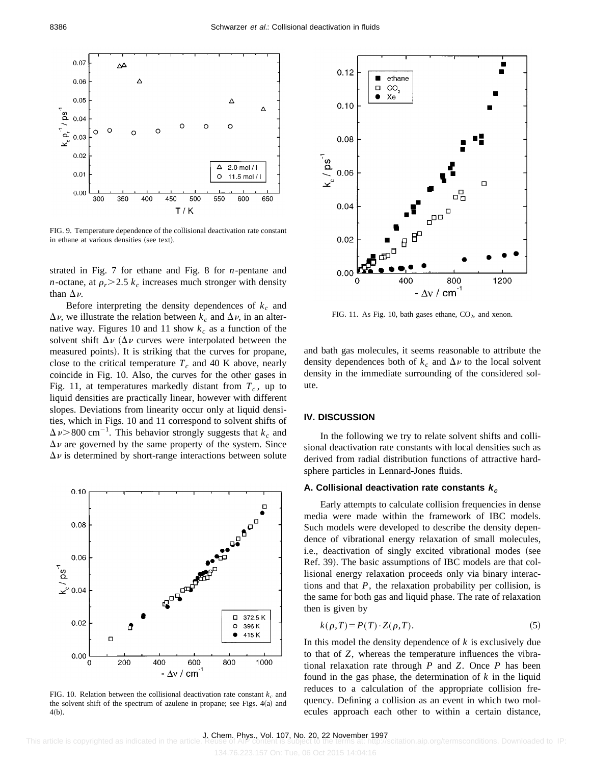FIG. 9. Temperature dependence of the collisional deactivation rate constant in ethane at various densities (see text).

strated in Fig. 7 for ethane and Fig. 8 for $n$-pentane and $n$-octane, at $\rho_r > 2.5$ $k_c$ increases much stronger with density than $\Delta\nu$.

Before interpreting the density dependences of $k_c$ and $\Delta\nu$, we illustrate the relation between $k_c$ and $\Delta\nu$, in an alternative way. Figures 10 and 11 show $k_c$ as a function of the solvent shift $\Delta\nu$ ($\Delta\nu$ curves were interpolated between the measured points). It is striking that the curves for propane, close to the critical temperature $T_c$ and 40 K above, nearly coincide in Fig. 10. Also, the curves for the other gases in Fig. 11, at temperatures markedly distant from $T_c$, up to liquid densities are practically linear, however with different slopes. Deviations from linearity occur only at liquid densities, which in Figs. 10 and 11 correspond to solvent shifts of $\Delta\nu > 800$ cm$^{-1}$. This behavior strongly suggests that $k_c$ and $\Delta\nu$ are governed by the same property of the system. Since $\Delta\nu$ is determined by short-range interactions between solute and bath gas molecules, it seems reasonable to attribute the density dependences both of $k_c$ and $\Delta\nu$ to the local solvent density in the immediate surrounding of the considered solute.

FIG. 10. Relation between the collisional deactivation rate constant $k_c$ and the solvent shift of the spectrum of azulene in propane; see Figs. 4(a) and 4(b).

FIG. 11. As Fig. 10, bath gases ethane, $CO_2$, and xenon.

## IV. DISCUSSION

In the following we try to relate solvent shifts and collisional deactivation rate constants with local densities such as derived from radial distribution functions of attractive hard-sphere particles in Lennard-Jones fluids.

### A. Collisional deactivation rate constants $k_c$

Early attempts to calculate collision frequencies in dense media were made within the framework of IBC models. Such models were developed to describe the density dependence of vibrational energy relaxation of small molecules, i.e., deactivation of singly excited vibrational modes (see Ref. 39). The basic assumptions of IBC models are that collisional energy relaxation proceeds only via binary interactions and that $P$, the relaxation probability per collision, is the same for both gas and liquid phase. The rate of relaxation then is given by

$$k(\rho,T) = P(T) \cdot Z(\rho,T). \tag{5}$$

In this model the density dependence of $k$ is exclusively due to that of $Z$, whereas the temperature influences the vibrational relaxation rate through $P$ and $Z$. Once $P$ has been found in the gas phase, the determination of $k$ in the liquid reduces to a calculation of the appropriate collision frequency. Defining a collision as an event in which two molecules approach each other to within a certain distance,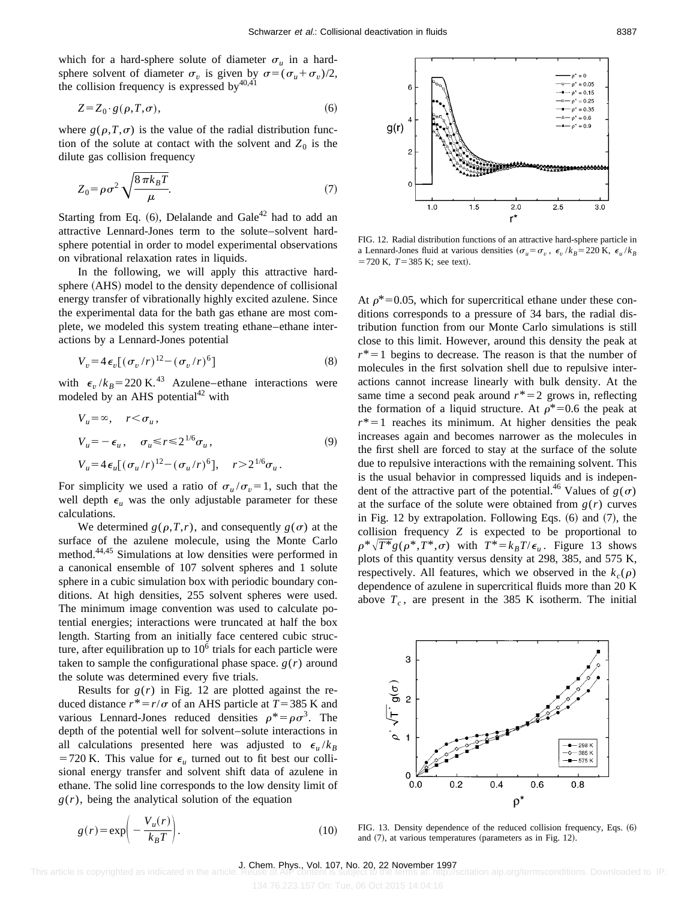which for a hard-sphere solute of diameter $\sigma_u$ in a hard-sphere solvent of diameter $\sigma_v$ is given by $\sigma=(\sigma_u+\sigma_v)/2$, the collision frequency is expressed by[40,41]

$$Z=Z_0 \cdot g(\rho,T,\sigma), \tag{6}$$

where $g(\rho,T,\sigma)$ is the value of the radial distribution function of the solute at contact with the solvent and $Z_0$ is the dilute gas collision frequency

$$Z_0=\rho\sigma^2\sqrt{\frac{8\pi k_B T}{\mu}}. \tag{7}$$

Starting from Eq. (6), Delalande and Gale[42] had to add an attractive Lennard-Jones term to the solute–solvent hard-sphere potential in order to model experimental observations on vibrational relaxation rates in liquids.

In the following, we will apply this attractive hard-sphere (AHS) model to the density dependence of collisional energy transfer of vibrationally highly excited azulene. Since the experimental data for the bath gas ethane are most complete, we modeled this system treating ethane–ethane interactions by a Lennard-Jones potential

$$V_v=4\epsilon_v[(\sigma_v/r)^{12}-(\sigma_v/r)^6] \tag{8}$$

with $\epsilon_v/k_B=220$ K.[43] Azulene–ethane interactions were modeled by an AHS potential[42] with

$$\begin{aligned} &V_u=\infty, \quad r<\sigma_u,\\ &V_u=-\epsilon_u, \quad \sigma_u\leqslant r\leqslant 2^{1/6}\sigma_u,\\ &V_u=4\epsilon_u[(\sigma_u/r)^{12}-(\sigma_u/r)^6], \quad r>2^{1/6}\sigma_u. \end{aligned} \tag{9}$$

For simplicity we used a ratio of $\sigma_u/\sigma_v=1$, such that the well depth $\epsilon_u$ was the only adjustable parameter for these calculations.

We determined $g(\rho,T,r)$, and consequently $g(\sigma)$ at the surface of the azulene molecule, using the Monte Carlo method.[44,45] Simulations at low densities were performed in a canonical ensemble of 107 solvent spheres and 1 solute sphere in a cubic simulation box with periodic boundary conditions. At high densities, 255 solvent spheres were used. The minimum image convention was used to calculate potential energies; interactions were truncated at half the box length. Starting from an initially face centered cubic structure, after equilibration up to $10^6$ trials for each particle were taken to sample the configurational phase space. $g(r)$ around the solute was determined every five trials.

Results for $g(r)$ in Fig. 12 are plotted against the reduced distance $r^*=r/\sigma$ of an AHS particle at $T=385$ K and various Lennard-Jones reduced densities $\rho^*=\rho\sigma^3$. The depth of the potential well for solvent–solute interactions in all calculations presented here was adjusted to $\epsilon_u/k_B=720$ K. This value for $\epsilon_u$ turned out to fit best our collisional energy transfer and solvent shift data of azulene in ethane. The solid line corresponds to the low density limit of $g(r)$, being the analytical solution of the equation

$$g(r)=\exp\left(-\frac{V_u(r)}{k_B T}\right). \tag{10}$$

FIG. 12. Radial distribution functions of an attractive hard-sphere particle in a Lennard-Jones fluid at various densities ($\sigma_u=\sigma_v$, $\epsilon_v/k_B=220$ K, $\epsilon_u/k_B=720$ K, $T=385$ K; see text).

At $\rho^*=0.05$, which for supercritical ethane under these conditions corresponds to a pressure of 34 bars, the radial distribution function from our Monte Carlo simulations is still close to this limit. However, around this density the peak at $r^*=1$ begins to decrease. The reason is that the number of molecules in the first solvation shell due to repulsive interactions cannot increase linearly with bulk density. At the same time a second peak around $r^*=2$ grows in, reflecting the formation of a liquid structure. At $\rho^*=0.6$ the peak at $r^*=1$ reaches its minimum. At higher densities the peak increases again and becomes narrower as the molecules in the first shell are forced to stay at the surface of the solute due to repulsive interactions with the remaining solvent. This is the usual behavior in compressed liquids and is independent of the attractive part of the potential.[46] Values of $g(\sigma)$ at the surface of the solute were obtained from $g(r)$ curves in Fig. 12 by extrapolation. Following Eqs. (6) and (7), the collision frequency $Z$ is expected to be proportional to $\rho^*\sqrt{T^*}g(\rho^*,T^*,\sigma)$ with $T^*=k_BT/\epsilon_u$. Figure 13 shows plots of this quantity versus density at 298, 385, and 575 K, respectively. All features, which we observed in the $k_c(\rho)$ dependence of azulene in supercritical fluids more than 20 K above $T_c$, are present in the 385 K isotherm. The initial

FIG. 13. Density dependence of the reduced collision frequency, Eqs. (6) and (7), at various temperatures (parameters as in Fig. 12).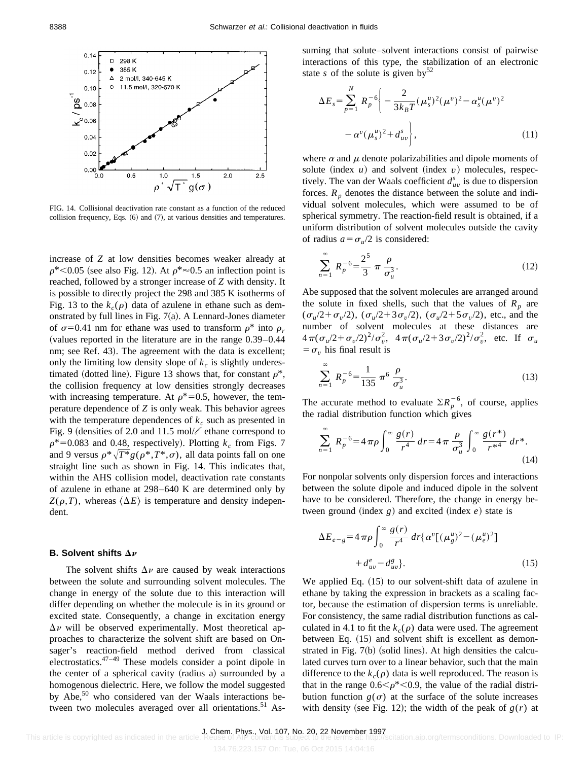FIG. 14. Collisional deactivation rate constant as a function of the reduced collision frequency, Eqs. (6) and (7), at various densities and temperatures.

increase of $Z$ at low densities becomes weaker already at $\rho^* < 0.05$ (see also Fig. 12). At $\rho^* \approx 0.5$ an inflection point is reached, followed by a stronger increase of $Z$ with density. It is possible to directly project the 298 and 385 K isotherms of Fig. 13 to the $k_c(\rho)$ data of azulene in ethane such as demonstrated by full lines in Fig. 7(a). A Lennard-Jones diameter of $\sigma = 0.41$ nm for ethane was used to transform $\rho^*$ into $\rho_r$ (values reported in the literature are in the range 0.39–0.44 nm; see Ref. 43). The agreement with the data is excellent; only the limiting low density slope of $k_c$ is slightly underestimated (dotted line). Figure 13 shows that, for constant $\rho^*$, the collision frequency at low densities strongly decreases with increasing temperature. At $\rho^* = 0.5$, however, the temperature dependence of $Z$ is only weak. This behavior agrees with the temperature dependences of $k_c$ such as presented in Fig. 9 (densities of 2.0 and 11.5 mol/ℓ ethane correspond to $\rho^* = 0.083$ and 0.48, respectively). Plotting $k_c$ from Figs. 7 and 9 versus $\rho^* \sqrt{T^*} g(\rho^*, T^*, \sigma)$, all data points fall on one straight line such as shown in Fig. 14. This indicates that, within the AHS collision model, deactivation rate constants of azulene in ethane at 298–640 K are determined only by $Z(\rho, T)$, whereas $\langle \Delta E \rangle$ is temperature and density independent.

## B. Solvent shifts $\Delta\nu$

The solvent shifts $\Delta\nu$ are caused by weak interactions between the solute and surrounding solvent molecules. The change in energy of the solute due to this interaction will differ depending on whether the molecule is in its ground or excited state. Consequently, a change in excitation energy $\Delta\nu$ will be observed experimentally. Most theoretical approaches to characterize the solvent shift are based on Onsager's reaction-field method derived from classical electrostatics.[47–49] These models consider a point dipole in the center of a spherical cavity (radius a) surrounded by a homogenous dielectric. Here, we follow the model suggested by Abe,[50] who considered van der Waals interactions between two molecules averaged over all orientations.[51] Assuming that solute–solvent interactions consist of pairwise interactions of this type, the stabilization of an electronic state $s$ of the solute is given by[52]

$$\Delta E_s = \sum_{p=1}^{N} R_p^{-6} \left\{ -\frac{2}{3k_B T} (\mu_s^u)^2 (\mu^v)^2 - \alpha_s^u (\mu^v)^2 - \alpha^v (\mu_s^u)^2 + d_{uv}^s \right\}, \tag{11}$$

where $\alpha$ and $\mu$ denote polarizabilities and dipole moments of solute (index $u$) and solvent (index $v$) molecules, respectively. The van der Waals coefficient $d_{uv}^s$ is due to dispersion forces. $R_p$ denotes the distance between the solute and individual solvent molecules, which were assumed to be of spherical symmetry. The reaction-field result is obtained, if a uniform distribution of solvent molecules outside the cavity of radius $a = \sigma_u/2$ is considered:

$$\sum_{n=1}^{\infty} R_p^{-6} = \frac{2^5}{3} \pi \frac{\rho}{\sigma_u^3}. \tag{12}$$

Abe supposed that the solvent molecules are arranged around the solute in fixed shells, such that the values of $R_p$ are $(\sigma_u/2 + \sigma_v/2)$, $(\sigma_u/2 + 3\sigma_v/2)$, $(\sigma_u/2 + 5\sigma_v/2)$, etc., and the number of solvent molecules at these distances are $4\pi(\sigma_u/2 + \sigma_v/2)^2/\sigma_v^2$, $4\pi(\sigma_u/2 + 3\sigma_v/2)^2/\sigma_v^2$, etc. If $\sigma_u = \sigma_v$ his final result is

$$\sum_{n=1}^{\infty} R_p^{-6} = \frac{1}{135} \pi^6 \frac{\rho}{\sigma_u^3}. \tag{13}$$

The accurate method to evaluate $\sum R_p^{-6}$, of course, applies the radial distribution function which gives

$$\sum_{n=1}^{\infty} R_p^{-6} = 4\pi\rho \int_0^{\infty} \frac{g(r)}{r^4} dr = 4\pi \frac{\rho}{\sigma_u^3} \int_0^{\infty} \frac{g(r^*)}{r^{*4}} dr^*. \tag{14}$$

For nonpolar solvents only dispersion forces and interactions between the solute dipole and induced dipole in the solvent have to be considered. Therefore, the change in energy between ground (index $g$) and excited (index $e$) state is

$$\Delta E_{e-g} = 4\pi\rho \int_0^{\infty} \frac{g(r)}{r^4} dr \{ \alpha^v [(\mu_g^u)^2 - (\mu_e^u)^2] + d_{uv}^e - d_{uv}^g \}. \tag{15}$$

We applied Eq. (15) to our solvent-shift data of azulene in ethane by taking the expression in brackets as a scaling factor, because the estimation of dispersion terms is unreliable. For consistency, the same radial distribution functions as calculated in 4.1 to fit the $k_c(\rho)$ data were used. The agreement between Eq. (15) and solvent shift is excellent as demonstrated in Fig. 7(b) (solid lines). At high densities the calculated curves turn over to a linear behavior, such that the main difference to the $k_c(\rho)$ data is well reproduced. The reason is that in the range $0.6 < \rho^* < 0.9$, the value of the radial distribution function $g(\sigma)$ at the surface of the solute increases with density (see Fig. 12); the width of the peak of $g(r)$ at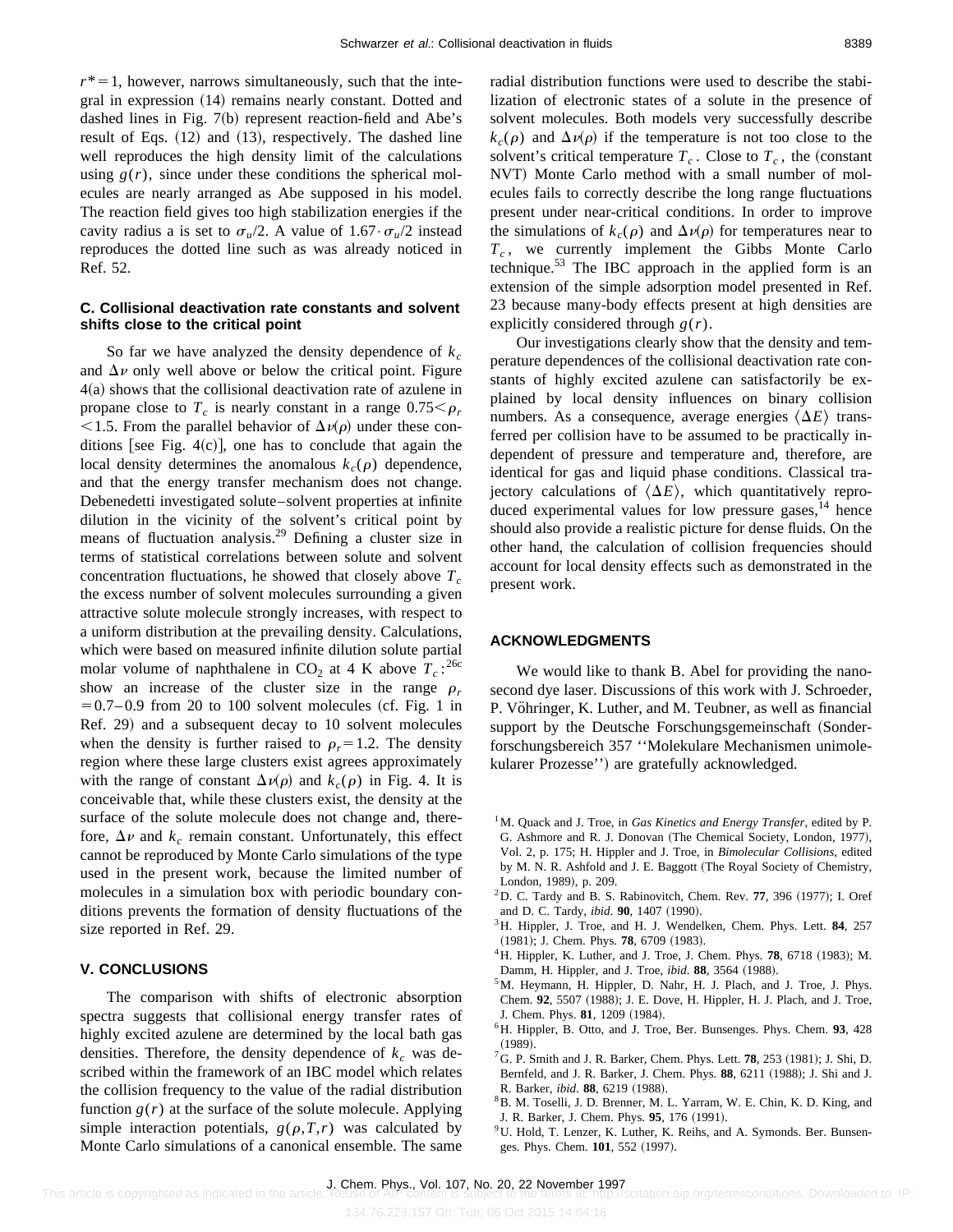$r^*=1$, however, narrows simultaneously, such that the integral in expression (14) remains nearly constant. Dotted and dashed lines in Fig. 7(b) represent reaction-field and Abe's result of Eqs. (12) and (13), respectively. The dashed line well reproduces the high density limit of the calculations using $g(r)$, since under these conditions the spherical molecules are nearly arranged as Abe supposed in his model. The reaction field gives too high stabilization energies if the cavity radius a is set to $\sigma_u/2$. A value of $1.67\cdot\sigma_u/2$ instead reproduces the dotted line such as was already noticed in Ref. 52.

### C. Collisional deactivation rate constants and solvent shifts close to the critical point

So far we have analyzed the density dependence of $k_c$ and $\Delta\nu$ only well above or below the critical point. Figure 4(a) shows that the collisional deactivation rate of azulene in propane close to $T_c$ is nearly constant in a range $0.75<\rho_r<1.5$. From the parallel behavior of $\Delta\nu(\rho)$ under these conditions [see Fig. 4(c)], one has to conclude that again the local density determines the anomalous $k_c(\rho)$ dependence, and that the energy transfer mechanism does not change. Debenedetti investigated solute–solvent properties at infinite dilution in the vicinity of the solvent's critical point by means of fluctuation analysis.[29] Defining a cluster size in terms of statistical correlations between solute and solvent concentration fluctuations, he showed that closely above $T_c$ the excess number of solvent molecules surrounding a given attractive solute molecule strongly increases, with respect to a uniform distribution at the prevailing density. Calculations, which were based on measured infinite dilution solute partial molar volume of naphthalene in $CO_2$ at 4 K above $T_c$:[26c] show an increase of the cluster size in the range $\rho_r=0.7$–$0.9$ from 20 to 100 solvent molecules (cf. Fig. 1 in Ref. 29) and a subsequent decay to 10 solvent molecules when the density is further raised to $\rho_r=1.2$. The density region where these large clusters exist agrees approximately with the range of constant $\Delta\nu(\rho)$ and $k_c(\rho)$ in Fig. 4. It is conceivable that, while these clusters exist, the density at the surface of the solute molecule does not change and, therefore, $\Delta\nu$ and $k_c$ remain constant. Unfortunately, this effect cannot be reproduced by Monte Carlo simulations of the type used in the present work, because the limited number of molecules in a simulation box with periodic boundary conditions prevents the formation of density fluctuations of the size reported in Ref. 29.

## V. CONCLUSIONS

The comparison with shifts of electronic absorption spectra suggests that collisional energy transfer rates of highly excited azulene are determined by the local bath gas densities. Therefore, the density dependence of $k_c$ was described within the framework of an IBC model which relates the collision frequency to the value of the radial distribution function $g(r)$ at the surface of the solute molecule. Applying simple interaction potentials, $g(\rho,T,r)$ was calculated by Monte Carlo simulations of a canonical ensemble. The same radial distribution functions were used to describe the stabilization of electronic states of a solute in the presence of solvent molecules. Both models very successfully describe $k_c(\rho)$ and $\Delta\nu(\rho)$ if the temperature is not too close to the solvent's critical temperature $T_c$. Close to $T_c$, the (constant NVT) Monte Carlo method with a small number of molecules fails to correctly describe the long range fluctuations present under near-critical conditions. In order to improve the simulations of $k_c(\rho)$ and $\Delta\nu(\rho)$ for temperatures near to $T_c$, we currently implement the Gibbs Monte Carlo technique.[53] The IBC approach in the applied form is an extension of the simple adsorption model presented in Ref. 23 because many-body effects present at high densities are explicitly considered through $g(r)$.

Our investigations clearly show that the density and temperature dependences of the collisional deactivation rate constants of highly excited azulene can satisfactorily be explained by local density influences on binary collision numbers. As a consequence, average energies $\langle\Delta E\rangle$ transferred per collision have to be assumed to be practically independent of pressure and temperature and, therefore, are identical for gas and liquid phase conditions. Classical trajectory calculations of $\langle\Delta E\rangle$, which quantitatively reproduced experimental values for low pressure gases,[14] hence should also provide a realistic picture for dense fluids. On the other hand, the calculation of collision frequencies should account for local density effects such as demonstrated in the present work.

## ACKNOWLEDGMENTS

We would like to thank B. Abel for providing the nanosecond dye laser. Discussions of this work with J. Schroeder, P. Vöhringer, K. Luther, and M. Teubner, as well as financial support by the Deutsche Forschungsgemeinschaft (Sonderforschungsbereich 357 ''Molekulare Mechanismen unimolekularer Prozesse'') are gratefully acknowledged.

[1] M. Quack and J. Troe, in *Gas Kinetics and Energy Transfer*, edited by P. G. Ashmore and R. J. Donovan (The Chemical Society, London, 1977), Vol. 2, p. 175; H. Hippler and J. Troe, in *Bimolecular Collisions*, edited by M. N. R. Ashfold and J. E. Baggott (The Royal Society of Chemistry, London, 1989), p. 209.

[2] D. C. Tardy and B. S. Rabinovitch, Chem. Rev. **77**, 396 (1977); I. Oref and D. C. Tardy, *ibid.* **90**, 1407 (1990).

[3] H. Hippler, J. Troe, and H. J. Wendelken, Chem. Phys. Lett. **84**, 257 (1981); J. Chem. Phys. **78**, 6709 (1983).

[4] H. Hippler, K. Luther, and J. Troe, J. Chem. Phys. **78**, 6718 (1983); M. Damm, H. Hippler, and J. Troe, *ibid.* **88**, 3564 (1988).

[5] M. Heymann, H. Hippler, D. Nahr, H. J. Plach, and J. Troe, J. Phys. Chem. **92**, 5507 (1988); J. E. Dove, H. Hippler, H. J. Plach, and J. Troe, J. Chem. Phys. **81**, 1209 (1984).

[6] H. Hippler, B. Otto, and J. Troe, Ber. Bunsenges. Phys. Chem. **93**, 428 (1989).

[7] G. P. Smith and J. R. Barker, Chem. Phys. Lett. **78**, 253 (1981); J. Shi, D. Bernfeld, and J. R. Barker, J. Chem. Phys. **88**, 6211 (1988); J. Shi and J. R. Barker, *ibid.* **88**, 6219 (1988).

[8] B. M. Toselli, J. D. Brenner, M. L. Yarram, W. E. Chin, K. D. King, and J. R. Barker, J. Chem. Phys. **95**, 176 (1991).

[9] U. Hold, T. Lenzer, K. Luther, K. Reihs, and A. Symonds. Ber. Bunsenges. Phys. Chem. **101**, 552 (1997).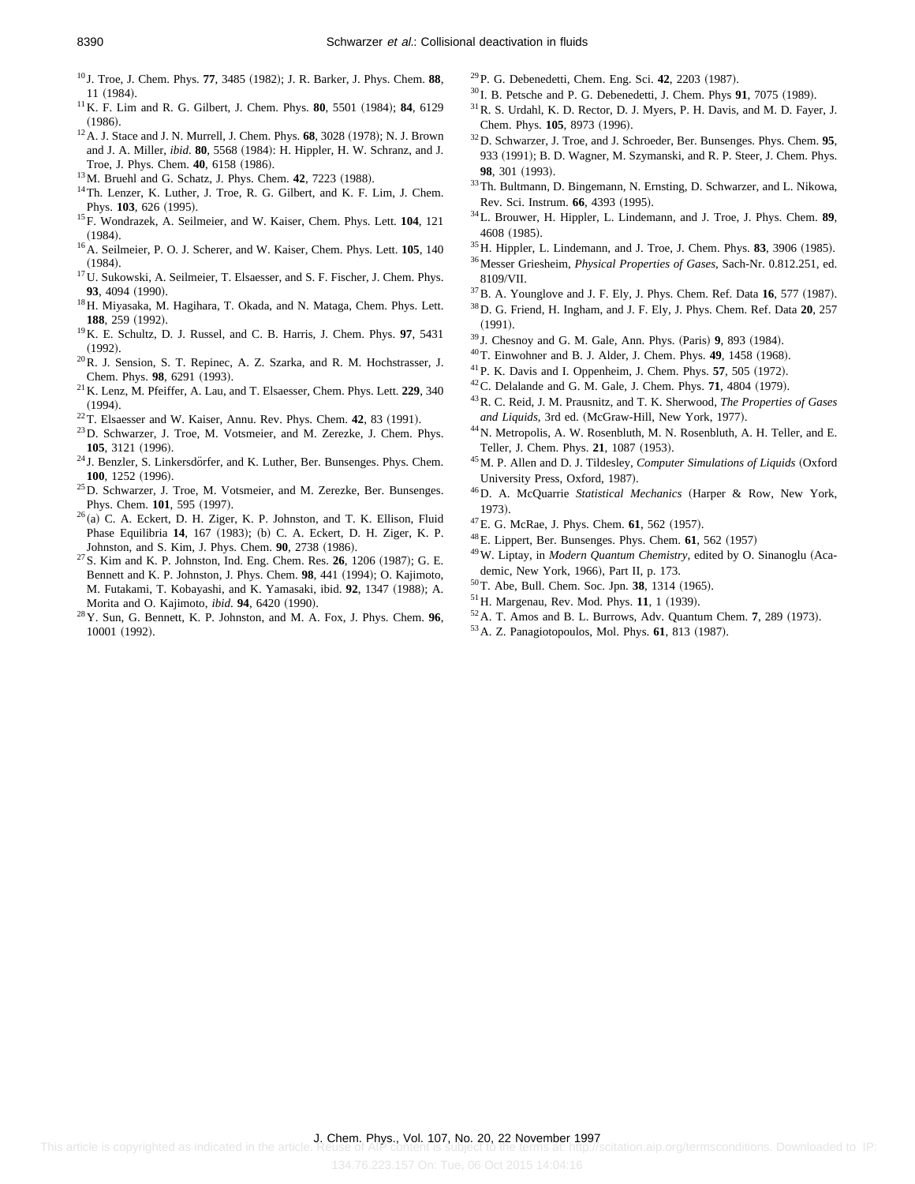[10] J. Troe, J. Chem. Phys. **77**, 3485 (1982); J. R. Barker, J. Phys. Chem. **88**, 11 (1984).

[11] K. F. Lim and R. G. Gilbert, J. Chem. Phys. **80**, 5501 (1984); **84**, 6129 (1986).

[12] A. J. Stace and J. N. Murrell, J. Chem. Phys. **68**, 3028 (1978); N. J. Brown and J. A. Miller, *ibid.* **80**, 5568 (1984): H. Hippler, H. W. Schranz, and J. Troe, J. Phys. Chem. **40**, 6158 (1986).

[13] M. Bruehl and G. Schatz, J. Phys. Chem. **42**, 7223 (1988).

[14] Th. Lenzer, K. Luther, J. Troe, R. G. Gilbert, and K. F. Lim, J. Chem. Phys. **103**, 626 (1995).

[15] F. Wondrazek, A. Seilmeier, and W. Kaiser, Chem. Phys. Lett. **104**, 121 (1984).

[16] A. Seilmeier, P. O. J. Scherer, and W. Kaiser, Chem. Phys. Lett. **105**, 140 (1984).

[17] U. Sukowski, A. Seilmeier, T. Elsaesser, and S. F. Fischer, J. Chem. Phys. **93**, 4094 (1990).

[18] H. Miyasaka, M. Hagihara, T. Okada, and N. Mataga, Chem. Phys. Lett. **188**, 259 (1992).

[19] K. E. Schultz, D. J. Russel, and C. B. Harris, J. Chem. Phys. **97**, 5431 (1992).

[20] R. J. Sension, S. T. Repinec, A. Z. Szarka, and R. M. Hochstrasser, J. Chem. Phys. **98**, 6291 (1993).

[21] K. Lenz, M. Pfeiffer, A. Lau, and T. Elsaesser, Chem. Phys. Lett. **229**, 340 (1994).

[22] T. Elsaesser and W. Kaiser, Annu. Rev. Phys. Chem. **42**, 83 (1991).

[23] D. Schwarzer, J. Troe, M. Votsmeier, and M. Zerezke, J. Chem. Phys. **105**, 3121 (1996).

[24] J. Benzler, S. Linkersdörfer, and K. Luther, Ber. Bunsenges. Phys. Chem. **100**, 1252 (1996).

[25] D. Schwarzer, J. Troe, M. Votsmeier, and M. Zerezke, Ber. Bunsenges. Phys. Chem. **101**, 595 (1997).

[26] (a) C. A. Eckert, D. H. Ziger, K. P. Johnston, and T. K. Ellison, Fluid Phase Equilibria **14**, 167 (1983); (b) C. A. Eckert, D. H. Ziger, K. P. Johnston, and S. Kim, J. Phys. Chem. **90**, 2738 (1986).

[27] S. Kim and K. P. Johnston, Ind. Eng. Chem. Res. **26**, 1206 (1987); G. E. Bennett and K. P. Johnston, J. Phys. Chem. **98**, 441 (1994); O. Kajimoto, M. Futakami, T. Kobayashi, and K. Yamasaki, ibid. **92**, 1347 (1988); A. Morita and O. Kajimoto, *ibid.* **94**, 6420 (1990).

[28] Y. Sun, G. Bennett, K. P. Johnston, and M. A. Fox, J. Phys. Chem. **96**, 10001 (1992).

[29] P. G. Debenedetti, Chem. Eng. Sci. **42**, 2203 (1987).

[30] I. B. Petsche and P. G. Debenedetti, J. Chem. Phys **91**, 7075 (1989).

[31] R. S. Urdahl, K. D. Rector, D. J. Myers, P. H. Davis, and M. D. Fayer, J. Chem. Phys. **105**, 8973 (1996).

[32] D. Schwarzer, J. Troe, and J. Schroeder, Ber. Bunsenges. Phys. Chem. **95**, 933 (1991); B. D. Wagner, M. Szymanski, and R. P. Steer, J. Chem. Phys. **98**, 301 (1993).

[33] Th. Bultmann, D. Bingemann, N. Ernsting, D. Schwarzer, and L. Nikowa, Rev. Sci. Instrum. **66**, 4393 (1995).

[34] L. Brouwer, H. Hippler, L. Lindemann, and J. Troe, J. Phys. Chem. **89**, 4608 (1985).

[35] H. Hippler, L. Lindemann, and J. Troe, J. Chem. Phys. **83**, 3906 (1985).

[36] Messer Griesheim, *Physical Properties of Gases*, Sach-Nr. 0.812.251, ed. 8109/VII.

[37] B. A. Younglove and J. F. Ely, J. Phys. Chem. Ref. Data **16**, 577 (1987).

[38] D. G. Friend, H. Ingham, and J. F. Ely, J. Phys. Chem. Ref. Data **20**, 257 (1991).

[39] J. Chesnoy and G. M. Gale, Ann. Phys. (Paris) **9**, 893 (1984).

[40] T. Einwohner and B. J. Alder, J. Chem. Phys. **49**, 1458 (1968).

[41] P. K. Davis and I. Oppenheim, J. Chem. Phys. **57**, 505 (1972).

[42] C. Delalande and G. M. Gale, J. Chem. Phys. **71**, 4804 (1979).

[43] R. C. Reid, J. M. Prausnitz, and T. K. Sherwood, *The Properties of Gases and Liquids*, 3rd ed. (McGraw-Hill, New York, 1977).

[44] N. Metropolis, A. W. Rosenbluth, M. N. Rosenbluth, A. H. Teller, and E. Teller, J. Chem. Phys. **21**, 1087 (1953).

[45] M. P. Allen and D. J. Tildesley, *Computer Simulations of Liquids* (Oxford University Press, Oxford, 1987).

[46] D. A. McQuarrie *Statistical Mechanics* (Harper & Row, New York, 1973).

[47] E. G. McRae, J. Phys. Chem. **61**, 562 (1957).

[48] E. Lippert, Ber. Bunsenges. Phys. Chem. **61**, 562 (1957)

[49] W. Liptay, in *Modern Quantum Chemistry*, edited by O. Sinanoglu (Academic, New York, 1966), Part II, p. 173.

[50] T. Abe, Bull. Chem. Soc. Jpn. **38**, 1314 (1965).

[51] H. Margenau, Rev. Mod. Phys. **11**, 1 (1939).

[52] A. T. Amos and B. L. Burrows, Adv. Quantum Chem. **7**, 289 (1973).

[53] A. Z. Panagiotopoulos, Mol. Phys. **61**, 813 (1987).